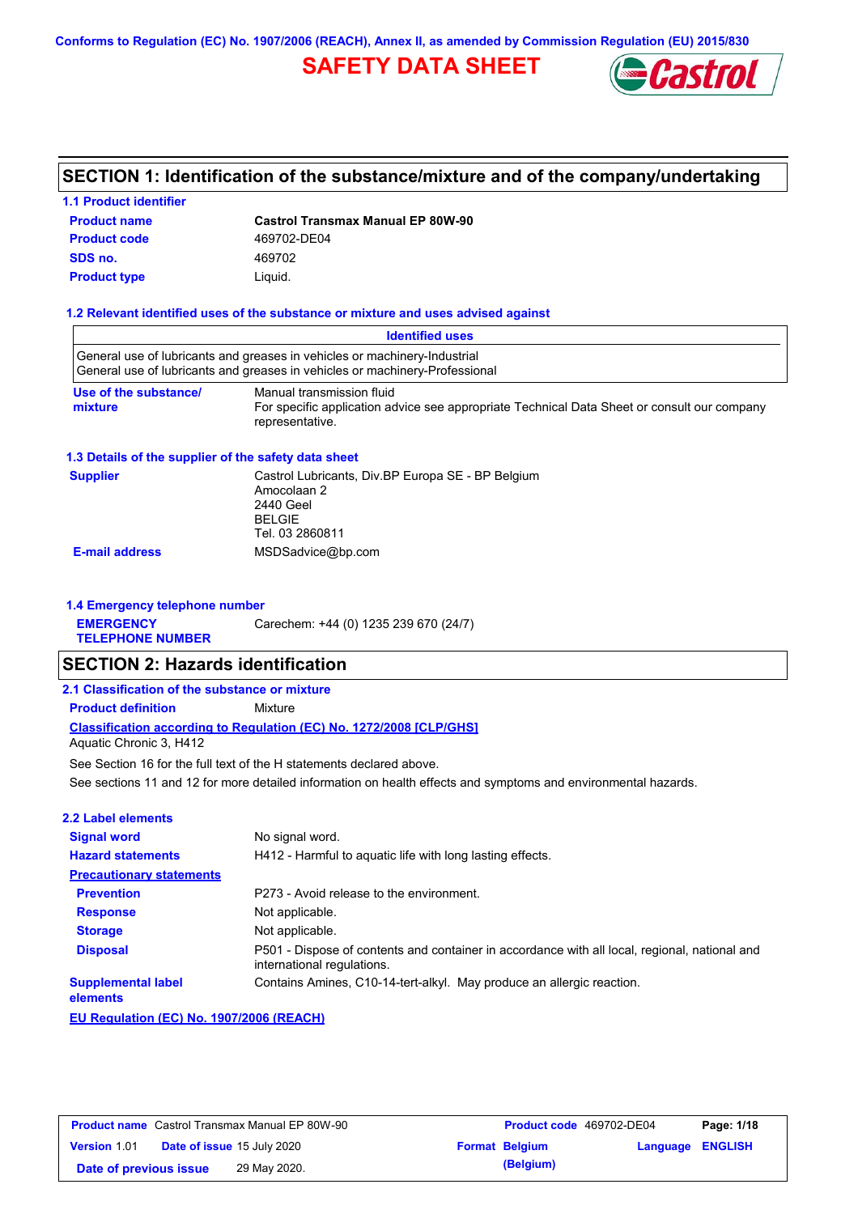Conforms to Regulation (EC) No. 1907/2006 (REACH), Annex II, as amended by Commission Regulation (EU) 2015/830

# SAFETY DATA SHEET

## SECTION 1: Identification of the substance/mixture and of the company/undertaking

### 1.1 Product identifier

| | |
|---|---|
| **Product name** | **Castrol Transmax Manual EP 80W-90** |
| **Product code** | 469702-DE04 |
| **SDS no.** | 469702 |
| **Product type** | Liquid. |

### 1.2 Relevant identified uses of the substance or mixture and uses advised against

| Identified uses |
|---|
| General use of lubricants and greases in vehicles or machinery-Industrial<br>General use of lubricants and greases in vehicles or machinery-Professional |

| | |
|---|---|
| **Use of the substance/ mixture** | Manual transmission fluid<br>For specific application advice see appropriate Technical Data Sheet or consult our company representative. |

### 1.3 Details of the supplier of the safety data sheet

| | |
|---|---|
| **Supplier** | Castrol Lubricants, Div.BP Europa SE - BP Belgium<br>Amocolaan 2<br>2440 Geel<br>BELGIE<br>Tel. 03 2860811 |
| **E-mail address** | MSDSadvice@bp.com |

### 1.4 Emergency telephone number

| | |
|---|---|
| **EMERGENCY TELEPHONE NUMBER** | Carechem: +44 (0) 1235 239 670 (24/7) |

## SECTION 2: Hazards identification

### 2.1 Classification of the substance or mixture

**Product definition** Mixture

**Classification according to Regulation (EC) No. 1272/2008 [CLP/GHS]**

Aquatic Chronic 3, H412

See Section 16 for the full text of the H statements declared above.

See sections 11 and 12 for more detailed information on health effects and symptoms and environmental hazards.

### 2.2 Label elements

| | |
|---|---|
| **Signal word** | No signal word. |
| **Hazard statements** | H412 - Harmful to aquatic life with long lasting effects. |
| **Precautionary statements** | |
| **Prevention** | P273 - Avoid release to the environment. |
| **Response** | Not applicable. |
| **Storage** | Not applicable. |
| **Disposal** | P501 - Dispose of contents and container in accordance with all local, regional, national and international regulations. |
| **Supplemental label elements** | Contains Amines, C10-14-tert-alkyl. May produce an allergic reaction. |

**EU Regulation (EC) No. 1907/2006 (REACH)**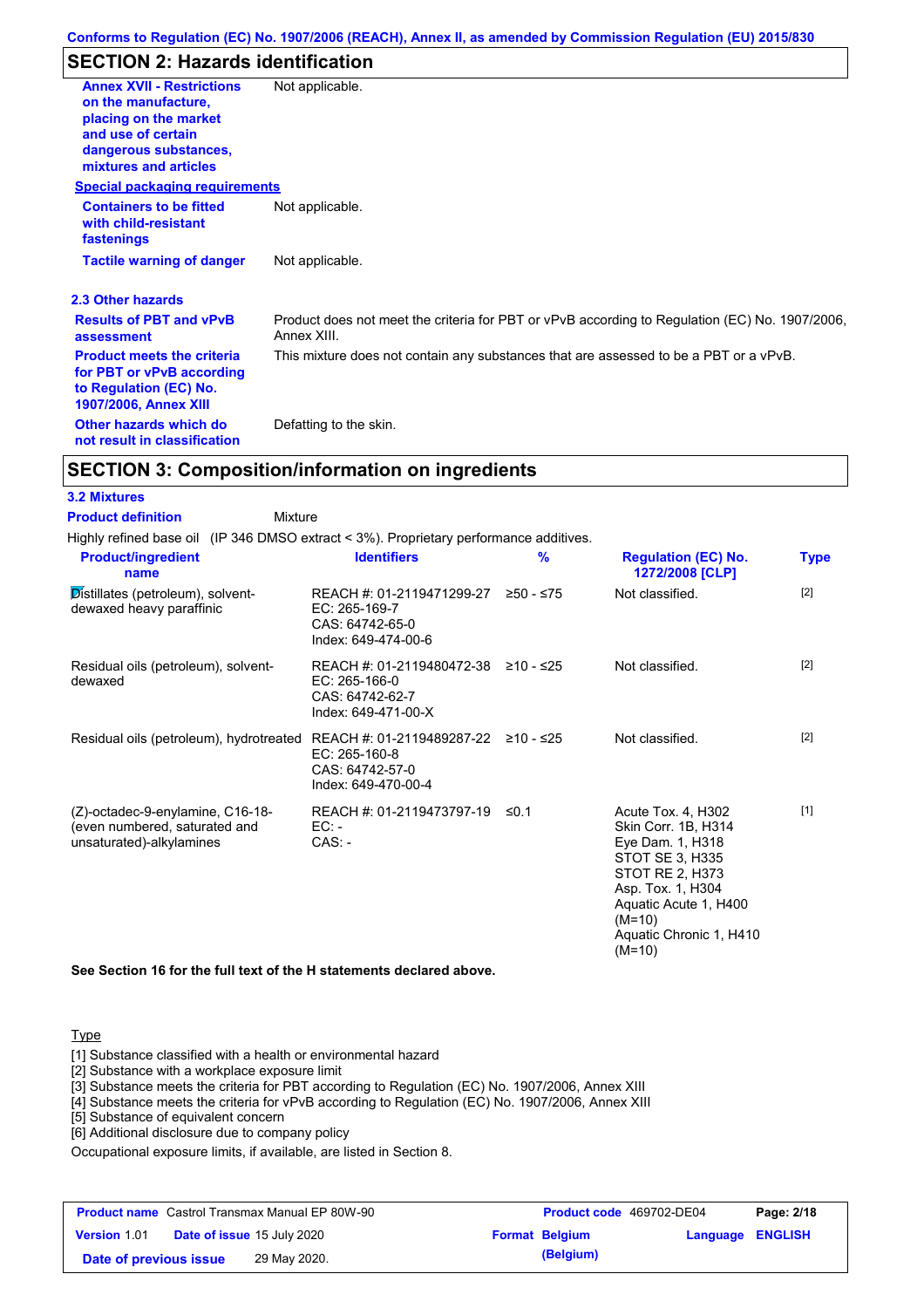## SECTION 2: Hazards identification

| | |
|---|---|
| **Annex XVII - Restrictions on the manufacture, placing on the market and use of certain dangerous substances, mixtures and articles** | Not applicable. |

**Special packaging requirements**

| | |
|---|---|
| **Containers to be fitted with child-resistant fastenings** | Not applicable. |
| **Tactile warning of danger** | Not applicable. |

### 2.3 Other hazards

| | |
|---|---|
| **Results of PBT and vPvB assessment** | Product does not meet the criteria for PBT or vPvB according to Regulation (EC) No. 1907/2006, Annex XIII. |
| **Product meets the criteria for PBT or vPvB according to Regulation (EC) No. 1907/2006, Annex XIII** | This mixture does not contain any substances that are assessed to be a PBT or a vPvB. |
| **Other hazards which do not result in classification** | Defatting to the skin. |

## SECTION 3: Composition/information on ingredients

### 3.2 Mixtures

**Product definition** Mixture

Highly refined base oil (IP 346 DMSO extract < 3%). Proprietary performance additives.

| Product/ingredient name | Identifiers | % | Regulation (EC) No. 1272/2008 [CLP] | Type |
|---|---|---|---|---|
| Distillates (petroleum), solvent-dewaxed heavy paraffinic | REACH #: 01-2119471299-27<br>EC: 265-169-7<br>CAS: 64742-65-0<br>Index: 649-474-00-6 | ≥50 - ≤75 | Not classified. | [2] |
| Residual oils (petroleum), solvent-dewaxed | REACH #: 01-2119480472-38<br>EC: 265-166-0<br>CAS: 64742-62-7<br>Index: 649-471-00-X | ≥10 - ≤25 | Not classified. | [2] |
| Residual oils (petroleum), hydrotreated | REACH #: 01-2119489287-22<br>EC: 265-160-8<br>CAS: 64742-57-0<br>Index: 649-470-00-4 | ≥10 - ≤25 | Not classified. | [2] |
| (Z)-octadec-9-enylamine, C16-18-(even numbered, saturated and unsaturated)-alkylamines | REACH #: 01-2119473797-19<br>EC: -<br>CAS: - | ≤0.1 | Acute Tox. 4, H302<br>Skin Corr. 1B, H314<br>Eye Dam. 1, H318<br>STOT SE 3, H335<br>STOT RE 2, H373<br>Asp. Tox. 1, H304<br>Aquatic Acute 1, H400 (M=10)<br>Aquatic Chronic 1, H410 (M=10) | [1] |

**See Section 16 for the full text of the H statements declared above.**

Type

[1] Substance classified with a health or environmental hazard
[2] Substance with a workplace exposure limit
[3] Substance meets the criteria for PBT according to Regulation (EC) No. 1907/2006, Annex XIII
[4] Substance meets the criteria for vPvB according to Regulation (EC) No. 1907/2006, Annex XIII
[5] Substance of equivalent concern
[6] Additional disclosure due to company policy

Occupational exposure limits, if available, are listed in Section 8.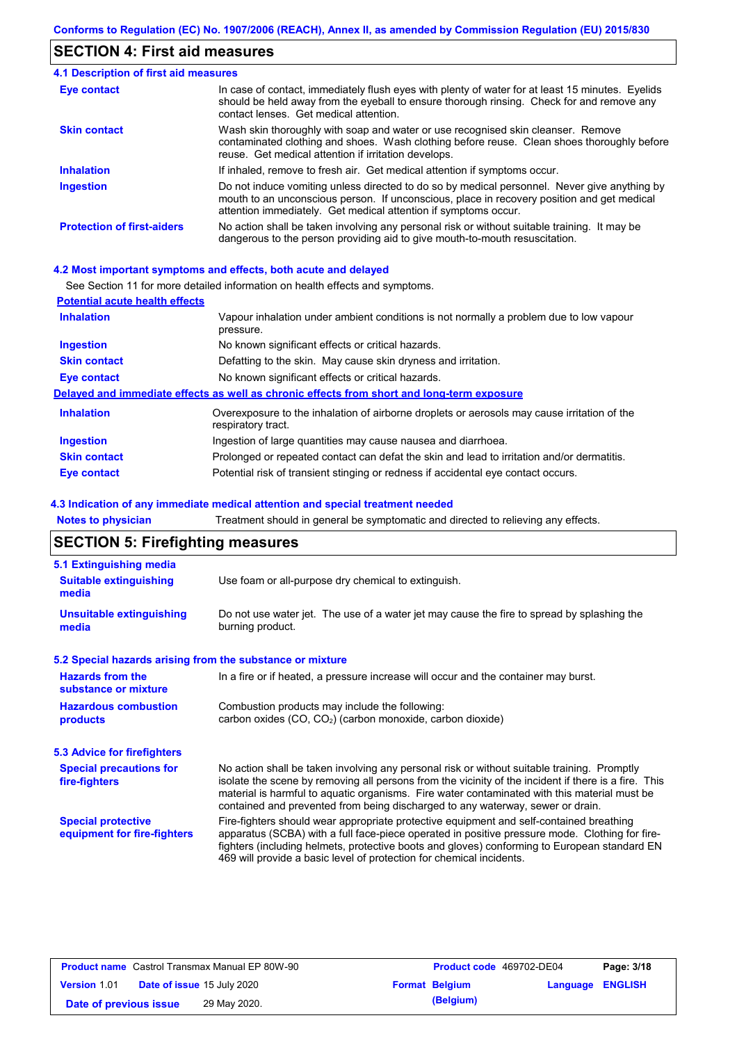## SECTION 4: First aid measures

### 4.1 Description of first aid measures

| | |
|---|---|
| **Eye contact** | In case of contact, immediately flush eyes with plenty of water for at least 15 minutes. Eyelids should be held away from the eyeball to ensure thorough rinsing. Check for and remove any contact lenses. Get medical attention. |
| **Skin contact** | Wash skin thoroughly with soap and water or use recognised skin cleanser. Remove contaminated clothing and shoes. Wash clothing before reuse. Clean shoes thoroughly before reuse. Get medical attention if irritation develops. |
| **Inhalation** | If inhaled, remove to fresh air. Get medical attention if symptoms occur. |
| **Ingestion** | Do not induce vomiting unless directed to do so by medical personnel. Never give anything by mouth to an unconscious person. If unconscious, place in recovery position and get medical attention immediately. Get medical attention if symptoms occur. |
| **Protection of first-aiders** | No action shall be taken involving any personal risk or without suitable training. It may be dangerous to the person providing aid to give mouth-to-mouth resuscitation. |

### 4.2 Most important symptoms and effects, both acute and delayed

See Section 11 for more detailed information on health effects and symptoms.

**Potential acute health effects**

| | |
|---|---|
| **Inhalation** | Vapour inhalation under ambient conditions is not normally a problem due to low vapour pressure. |
| **Ingestion** | No known significant effects or critical hazards. |
| **Skin contact** | Defatting to the skin. May cause skin dryness and irritation. |
| **Eye contact** | No known significant effects or critical hazards. |

**Delayed and immediate effects as well as chronic effects from short and long-term exposure**

| | |
|---|---|
| **Inhalation** | Overexposure to the inhalation of airborne droplets or aerosols may cause irritation of the respiratory tract. |
| **Ingestion** | Ingestion of large quantities may cause nausea and diarrhoea. |
| **Skin contact** | Prolonged or repeated contact can defat the skin and lead to irritation and/or dermatitis. |
| **Eye contact** | Potential risk of transient stinging or redness if accidental eye contact occurs. |

### 4.3 Indication of any immediate medical attention and special treatment needed

| | |
|---|---|
| **Notes to physician** | Treatment should in general be symptomatic and directed to relieving any effects. |

## SECTION 5: Firefighting measures

### 5.1 Extinguishing media

| | |
|---|---|
| **Suitable extinguishing media** | Use foam or all-purpose dry chemical to extinguish. |
| **Unsuitable extinguishing media** | Do not use water jet. The use of a water jet may cause the fire to spread by splashing the burning product. |

### 5.2 Special hazards arising from the substance or mixture

| | |
|---|---|
| **Hazards from the substance or mixture** | In a fire or if heated, a pressure increase will occur and the container may burst. |
| **Hazardous combustion products** | Combustion products may include the following: carbon oxides (CO, $CO_2$) (carbon monoxide, carbon dioxide) |

### 5.3 Advice for firefighters

| | |
|---|---|
| **Special precautions for fire-fighters** | No action shall be taken involving any personal risk or without suitable training. Promptly isolate the scene by removing all persons from the vicinity of the incident if there is a fire. This material is harmful to aquatic organisms. Fire water contaminated with this material must be contained and prevented from being discharged to any waterway, sewer or drain. |
| **Special protective equipment for fire-fighters** | Fire-fighters should wear appropriate protective equipment and self-contained breathing apparatus (SCBA) with a full face-piece operated in positive pressure mode. Clothing for fire-fighters (including helmets, protective boots and gloves) conforming to European standard EN 469 will provide a basic level of protection for chemical incidents. |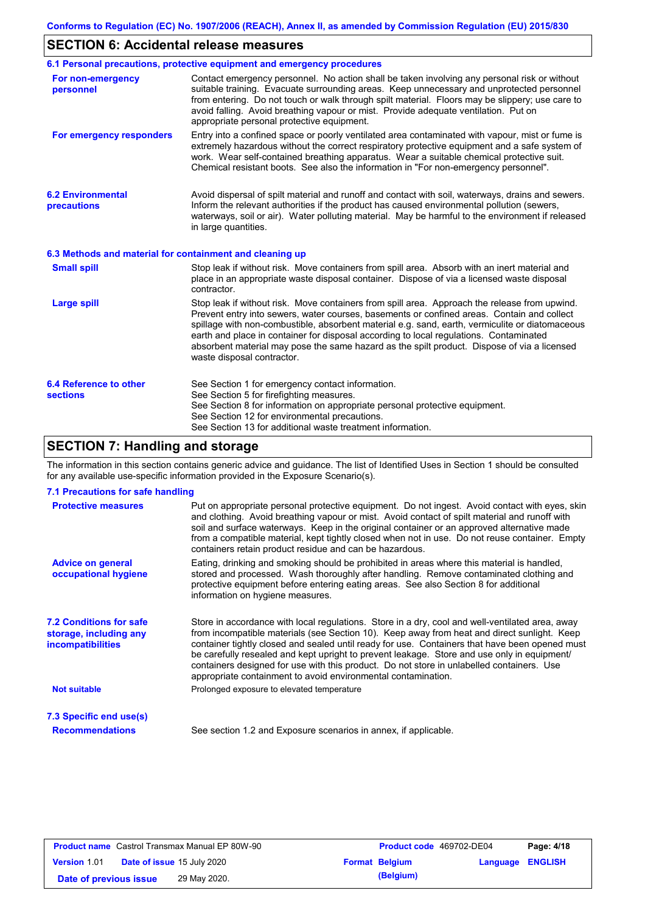## SECTION 6: Accidental release measures

### 6.1 Personal precautions, protective equipment and emergency procedures

**For non-emergency personnel**

Contact emergency personnel. No action shall be taken involving any personal risk or without suitable training. Evacuate surrounding areas. Keep unnecessary and unprotected personnel from entering. Do not touch or walk through spilt material. Floors may be slippery; use care to avoid falling. Avoid breathing vapour or mist. Provide adequate ventilation. Put on appropriate personal protective equipment.

**For emergency responders**

Entry into a confined space or poorly ventilated area contaminated with vapour, mist or fume is extremely hazardous without the correct respiratory protective equipment and a safe system of work. Wear self-contained breathing apparatus. Wear a suitable chemical protective suit. Chemical resistant boots. See also the information in "For non-emergency personnel".

### 6.2 Environmental precautions

Avoid dispersal of spilt material and runoff and contact with soil, waterways, drains and sewers. Inform the relevant authorities if the product has caused environmental pollution (sewers, waterways, soil or air). Water polluting material. May be harmful to the environment if released in large quantities.

### 6.3 Methods and material for containment and cleaning up

**Small spill**

Stop leak if without risk. Move containers from spill area. Absorb with an inert material and place in an appropriate waste disposal container. Dispose of via a licensed waste disposal contractor.

**Large spill**

Stop leak if without risk. Move containers from spill area. Approach the release from upwind. Prevent entry into sewers, water courses, basements or confined areas. Contain and collect spillage with non-combustible, absorbent material e.g. sand, earth, vermiculite or diatomaceous earth and place in container for disposal according to local regulations. Contaminated absorbent material may pose the same hazard as the spilt product. Dispose of via a licensed waste disposal contractor.

### 6.4 Reference to other sections

See Section 1 for emergency contact information.
See Section 5 for firefighting measures.
See Section 8 for information on appropriate personal protective equipment.
See Section 12 for environmental precautions.
See Section 13 for additional waste treatment information.

## SECTION 7: Handling and storage

The information in this section contains generic advice and guidance. The list of Identified Uses in Section 1 should be consulted for any available use-specific information provided in the Exposure Scenario(s).

### 7.1 Precautions for safe handling

**Protective measures**

Put on appropriate personal protective equipment. Do not ingest. Avoid contact with eyes, skin and clothing. Avoid breathing vapour or mist. Avoid contact of spilt material and runoff with soil and surface waterways. Keep in the original container or an approved alternative made from a compatible material, kept tightly closed when not in use. Do not reuse container. Empty containers retain product residue and can be hazardous.

**Advice on general occupational hygiene**

Eating, drinking and smoking should be prohibited in areas where this material is handled, stored and processed. Wash thoroughly after handling. Remove contaminated clothing and protective equipment before entering eating areas. See also Section 8 for additional information on hygiene measures.

### 7.2 Conditions for safe storage, including any incompatibilities

Store in accordance with local regulations. Store in a dry, cool and well-ventilated area, away from incompatible materials (see Section 10). Keep away from heat and direct sunlight. Keep container tightly closed and sealed until ready for use. Containers that have been opened must be carefully resealed and kept upright to prevent leakage. Store and use only in equipment/ containers designed for use with this product. Do not store in unlabelled containers. Use appropriate containment to avoid environmental contamination.

**Not suitable**

Prolonged exposure to elevated temperature

### 7.3 Specific end use(s)

**Recommendations**

See section 1.2 and Exposure scenarios in annex, if applicable.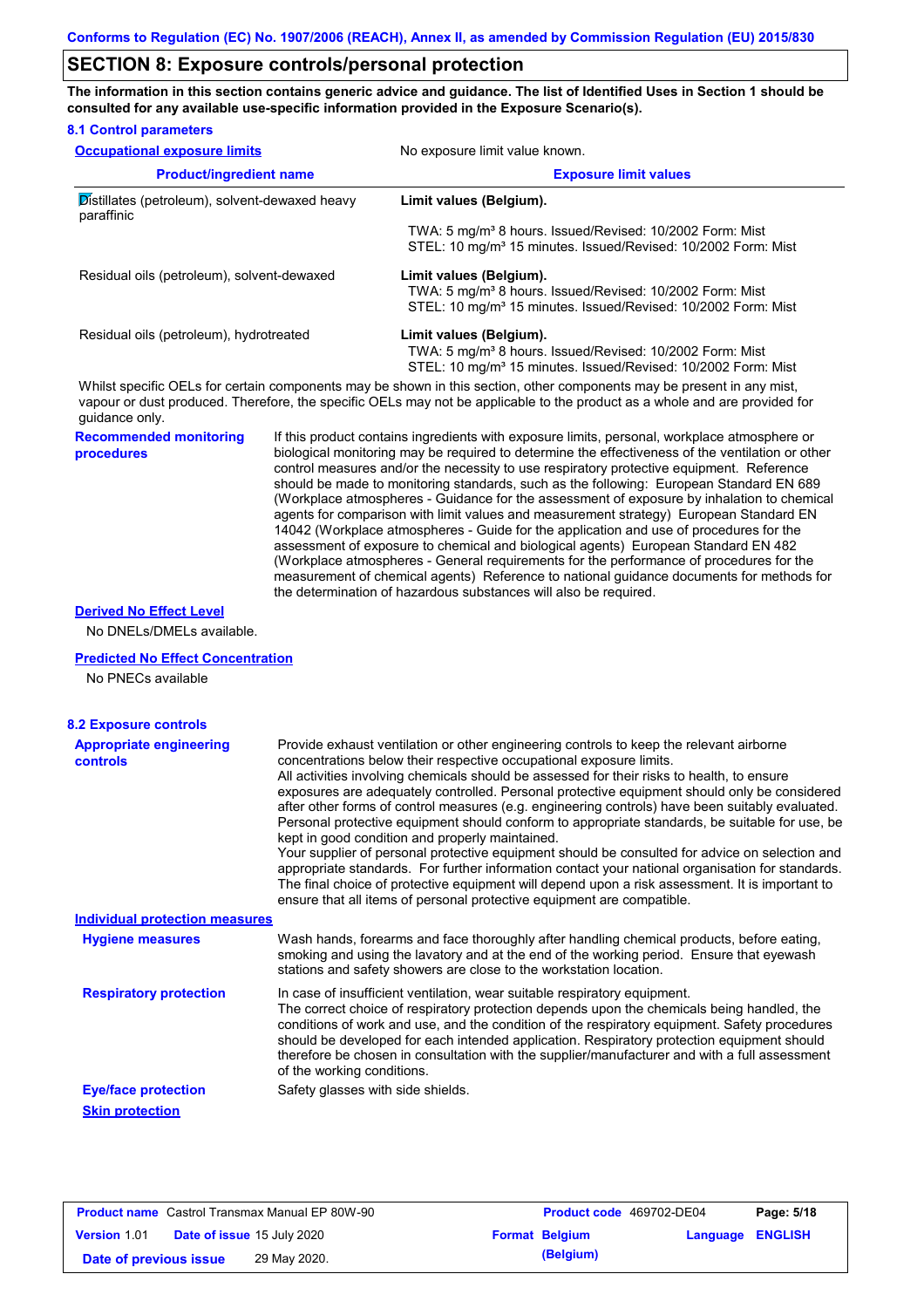Conforms to Regulation (EC) No. 1907/2006 (REACH), Annex II, as amended by Commission Regulation (EU) 2015/830

# SECTION 8: Exposure controls/personal protection

**The information in this section contains generic advice and guidance. The list of Identified Uses in Section 1 should be consulted for any available use-specific information provided in the Exposure Scenario(s).**

## 8.1 Control parameters

**Occupational exposure limits** — No exposure limit value known.

| Product/ingredient name | Exposure limit values |
|---|---|
| Distillates (petroleum), solvent-dewaxed heavy paraffinic | **Limit values (Belgium).** TWA: 5 mg/m³ 8 hours. Issued/Revised: 10/2002 Form: Mist STEL: 10 mg/m³ 15 minutes. Issued/Revised: 10/2002 Form: Mist |
| Residual oils (petroleum), solvent-dewaxed | **Limit values (Belgium).** TWA: 5 mg/m³ 8 hours. Issued/Revised: 10/2002 Form: Mist STEL: 10 mg/m³ 15 minutes. Issued/Revised: 10/2002 Form: Mist |
| Residual oils (petroleum), hydrotreated | **Limit values (Belgium).** TWA: 5 mg/m³ 8 hours. Issued/Revised: 10/2002 Form: Mist STEL: 10 mg/m³ 15 minutes. Issued/Revised: 10/2002 Form: Mist |

Whilst specific OELs for certain components may be shown in this section, other components may be present in any mist, vapour or dust produced. Therefore, the specific OELs may not be applicable to the product as a whole and are provided for guidance only.

**Recommended monitoring procedures**

If this product contains ingredients with exposure limits, personal, workplace atmosphere or biological monitoring may be required to determine the effectiveness of the ventilation or other control measures and/or the necessity to use respiratory protective equipment. Reference should be made to monitoring standards, such as the following: European Standard EN 689 (Workplace atmospheres - Guidance for the assessment of exposure by inhalation to chemical agents for comparison with limit values and measurement strategy) European Standard EN 14042 (Workplace atmospheres - Guide for the application and use of procedures for the assessment of exposure to chemical and biological agents) European Standard EN 482 (Workplace atmospheres - General requirements for the performance of procedures for the measurement of chemical agents) Reference to national guidance documents for methods for the determination of hazardous substances will also be required.

**Derived No Effect Level**

No DNELs/DMELs available.

**Predicted No Effect Concentration**

No PNECs available

## 8.2 Exposure controls

**Appropriate engineering controls**

Provide exhaust ventilation or other engineering controls to keep the relevant airborne concentrations below their respective occupational exposure limits.
All activities involving chemicals should be assessed for their risks to health, to ensure exposures are adequately controlled. Personal protective equipment should only be considered after other forms of control measures (e.g. engineering controls) have been suitably evaluated. Personal protective equipment should conform to appropriate standards, be suitable for use, be kept in good condition and properly maintained.
Your supplier of personal protective equipment should be consulted for advice on selection and appropriate standards. For further information contact your national organisation for standards.
The final choice of protective equipment will depend upon a risk assessment. It is important to ensure that all items of personal protective equipment are compatible.

**Individual protection measures**

**Hygiene measures**

Wash hands, forearms and face thoroughly after handling chemical products, before eating, smoking and using the lavatory and at the end of the working period. Ensure that eyewash stations and safety showers are close to the workstation location.

**Respiratory protection**

In case of insufficient ventilation, wear suitable respiratory equipment.
The correct choice of respiratory protection depends upon the chemicals being handled, the conditions of work and use, and the condition of the respiratory equipment. Safety procedures should be developed for each intended application. Respiratory protection equipment should therefore be chosen in consultation with the supplier/manufacturer and with a full assessment of the working conditions.

**Eye/face protection**

Safety glasses with side shields.

**Skin protection**

| Product name Castrol Transmax Manual EP 80W-90 | Product code 469702-DE04 | Page: 5/18 |
|---|---|---|
| Version 1.01 Date of issue 15 July 2020 | Format Belgium (Belgium) | Language ENGLISH |
| Date of previous issue 29 May 2020. | | |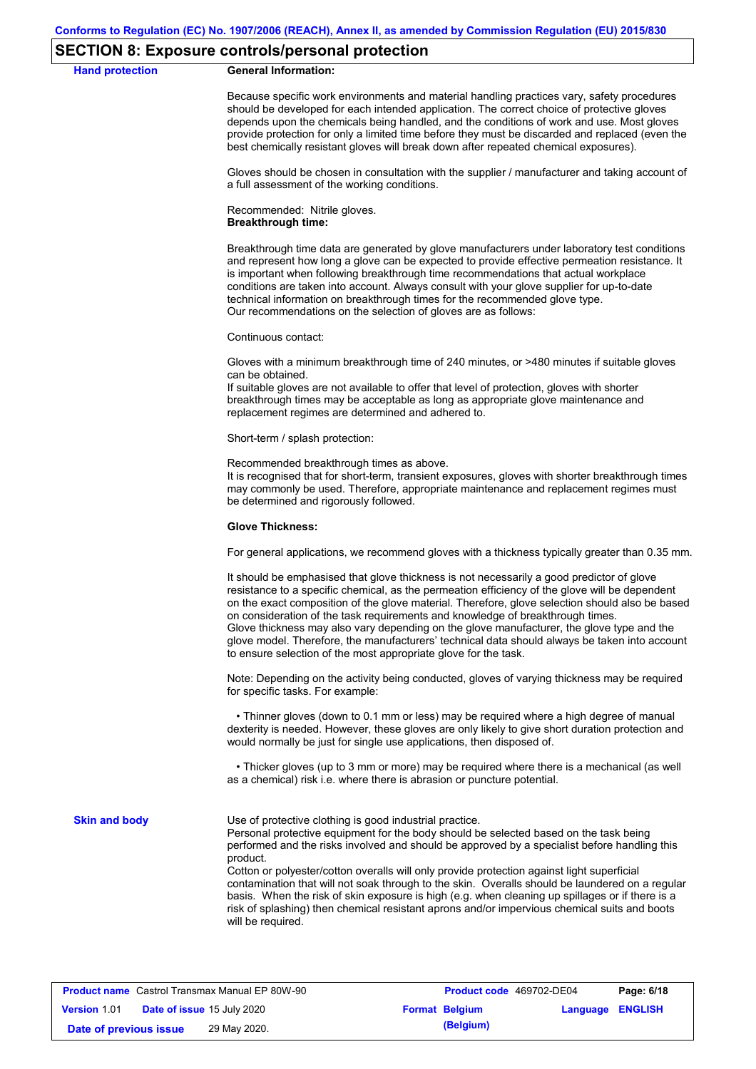## SECTION 8: Exposure controls/personal protection

**Hand protection**

**General Information:**

Because specific work environments and material handling practices vary, safety procedures should be developed for each intended application. The correct choice of protective gloves depends upon the chemicals being handled, and the conditions of work and use. Most gloves provide protection for only a limited time before they must be discarded and replaced (even the best chemically resistant gloves will break down after repeated chemical exposures).

Gloves should be chosen in consultation with the supplier / manufacturer and taking account of a full assessment of the working conditions.

Recommended: Nitrile gloves.

**Breakthrough time:**

Breakthrough time data are generated by glove manufacturers under laboratory test conditions and represent how long a glove can be expected to provide effective permeation resistance. It is important when following breakthrough time recommendations that actual workplace conditions are taken into account. Always consult with your glove supplier for up-to-date technical information on breakthrough times for the recommended glove type.
Our recommendations on the selection of gloves are as follows:

Continuous contact:

Gloves with a minimum breakthrough time of 240 minutes, or >480 minutes if suitable gloves can be obtained.
If suitable gloves are not available to offer that level of protection, gloves with shorter breakthrough times may be acceptable as long as appropriate glove maintenance and replacement regimes are determined and adhered to.

Short-term / splash protection:

Recommended breakthrough times as above.
It is recognised that for short-term, transient exposures, gloves with shorter breakthrough times may commonly be used. Therefore, appropriate maintenance and replacement regimes must be determined and rigorously followed.

**Glove Thickness:**

For general applications, we recommend gloves with a thickness typically greater than 0.35 mm.

It should be emphasised that glove thickness is not necessarily a good predictor of glove resistance to a specific chemical, as the permeation efficiency of the glove will be dependent on the exact composition of the glove material. Therefore, glove selection should also be based on consideration of the task requirements and knowledge of breakthrough times.
Glove thickness may also vary depending on the glove manufacturer, the glove type and the glove model. Therefore, the manufacturers' technical data should always be taken into account to ensure selection of the most appropriate glove for the task.

Note: Depending on the activity being conducted, gloves of varying thickness may be required for specific tasks. For example:

- Thinner gloves (down to 0.1 mm or less) may be required where a high degree of manual dexterity is needed. However, these gloves are only likely to give short duration protection and would normally be just for single use applications, then disposed of.

- Thicker gloves (up to 3 mm or more) may be required where there is a mechanical (as well as a chemical) risk i.e. where there is abrasion or puncture potential.

**Skin and body**

Use of protective clothing is good industrial practice.
Personal protective equipment for the body should be selected based on the task being performed and the risks involved and should be approved by a specialist before handling this product.
Cotton or polyester/cotton overalls will only provide protection against light superficial contamination that will not soak through to the skin. Overalls should be laundered on a regular basis. When the risk of skin exposure is high (e.g. when cleaning up spillages or if there is a risk of splashing) then chemical resistant aprons and/or impervious chemical suits and boots will be required.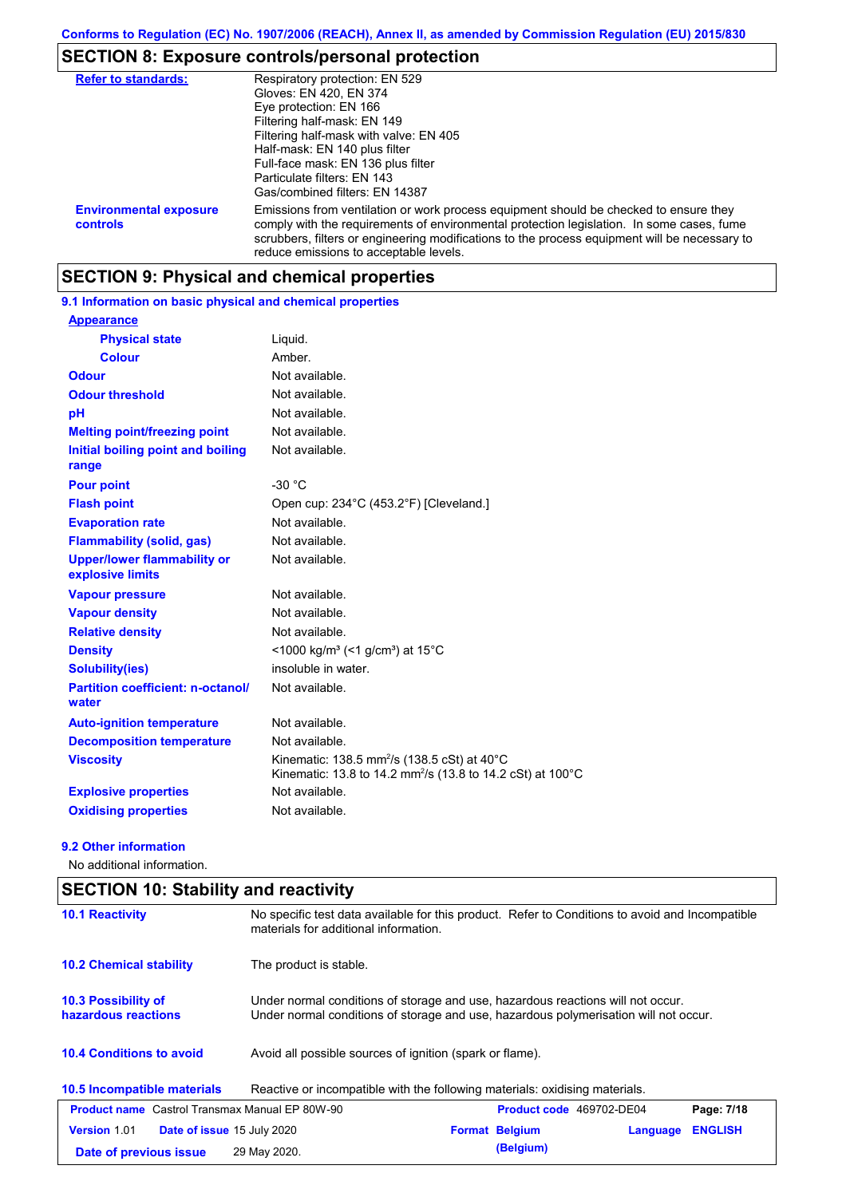## SECTION 8: Exposure controls/personal protection

| | |
|---|---|
| **Refer to standards:** | Respiratory protection: EN 529<br>Gloves: EN 420, EN 374<br>Eye protection: EN 166<br>Filtering half-mask: EN 149<br>Filtering half-mask with valve: EN 405<br>Half-mask: EN 140 plus filter<br>Full-face mask: EN 136 plus filter<br>Particulate filters: EN 143<br>Gas/combined filters: EN 14387 |
| **Environmental exposure controls** | Emissions from ventilation or work process equipment should be checked to ensure they comply with the requirements of environmental protection legislation. In some cases, fume scrubbers, filters or engineering modifications to the process equipment will be necessary to reduce emissions to acceptable levels. |

## SECTION 9: Physical and chemical properties

### 9.1 Information on basic physical and chemical properties

**Appearance**

| | |
|---|---|
| **Physical state** | Liquid. |
| **Colour** | Amber. |
| **Odour** | Not available. |
| **Odour threshold** | Not available. |
| **pH** | Not available. |
| **Melting point/freezing point** | Not available. |
| **Initial boiling point and boiling range** | Not available. |
| **Pour point** | -30 °C |
| **Flash point** | Open cup: 234°C (453.2°F) [Cleveland.] |
| **Evaporation rate** | Not available. |
| **Flammability (solid, gas)** | Not available. |
| **Upper/lower flammability or explosive limits** | Not available. |
| **Vapour pressure** | Not available. |
| **Vapour density** | Not available. |
| **Relative density** | Not available. |
| **Density** | <1000 kg/m³ (<1 g/cm³) at 15°C |
| **Solubility(ies)** | insoluble in water. |
| **Partition coefficient: n-octanol/ water** | Not available. |
| **Auto-ignition temperature** | Not available. |
| **Decomposition temperature** | Not available. |
| **Viscosity** | Kinematic: 138.5 mm²/s (138.5 cSt) at 40°C<br>Kinematic: 13.8 to 14.2 mm²/s (13.8 to 14.2 cSt) at 100°C |
| **Explosive properties** | Not available. |
| **Oxidising properties** | Not available. |

### 9.2 Other information

No additional information.

## SECTION 10: Stability and reactivity

| | |
|---|---|
| **10.1 Reactivity** | No specific test data available for this product. Refer to Conditions to avoid and Incompatible materials for additional information. |
| **10.2 Chemical stability** | The product is stable. |
| **10.3 Possibility of hazardous reactions** | Under normal conditions of storage and use, hazardous reactions will not occur.<br>Under normal conditions of storage and use, hazardous polymerisation will not occur. |
| **10.4 Conditions to avoid** | Avoid all possible sources of ignition (spark or flame). |
| **10.5 Incompatible materials** | Reactive or incompatible with the following materials: oxidising materials. |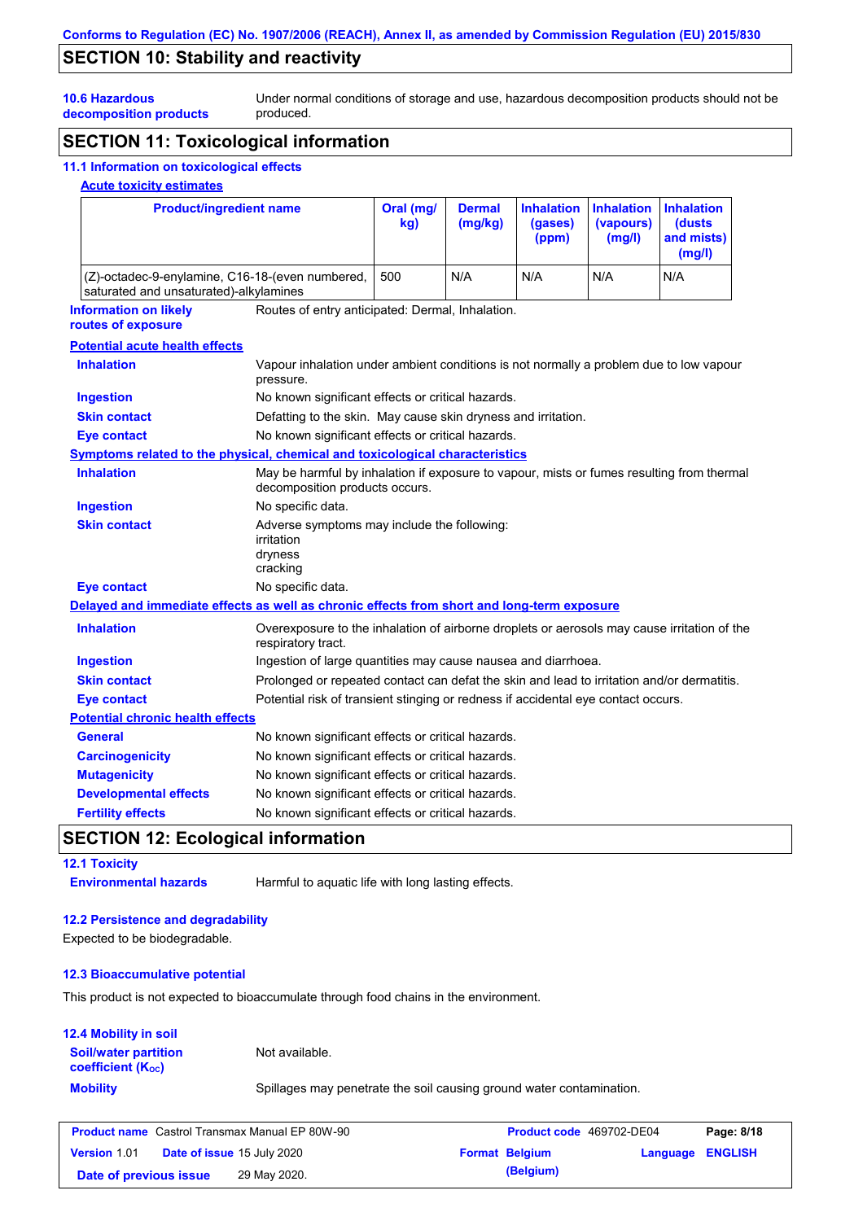## SECTION 10: Stability and reactivity

**10.6 Hazardous decomposition products** Under normal conditions of storage and use, hazardous decomposition products should not be produced.

## SECTION 11: Toxicological information

### 11.1 Information on toxicological effects

**Acute toxicity estimates**

| Product/ingredient name | Oral (mg/kg) | Dermal (mg/kg) | Inhalation (gases) (ppm) | Inhalation (vapours) (mg/l) | Inhalation (dusts and mists) (mg/l) |
|---|---|---|---|---|---|
| (Z)-octadec-9-enylamine, C16-18-(even numbered, saturated and unsaturated)-alkylamines | 500 | N/A | N/A | N/A | N/A |

**Information on likely routes of exposure** Routes of entry anticipated: Dermal, Inhalation.

**Potential acute health effects**

**Inhalation** Vapour inhalation under ambient conditions is not normally a problem due to low vapour pressure.

**Ingestion** No known significant effects or critical hazards.

**Skin contact** Defatting to the skin. May cause skin dryness and irritation.

**Eye contact** No known significant effects or critical hazards.

**Symptoms related to the physical, chemical and toxicological characteristics**

**Inhalation** May be harmful by inhalation if exposure to vapour, mists or fumes resulting from thermal decomposition products occurs.

**Ingestion** No specific data.

**Skin contact** Adverse symptoms may include the following:
irritation
dryness
cracking

**Eye contact** No specific data.

**Delayed and immediate effects as well as chronic effects from short and long-term exposure**

**Inhalation** Overexposure to the inhalation of airborne droplets or aerosols may cause irritation of the respiratory tract.

**Ingestion** Ingestion of large quantities may cause nausea and diarrhoea.

**Skin contact** Prolonged or repeated contact can defat the skin and lead to irritation and/or dermatitis.

**Eye contact** Potential risk of transient stinging or redness if accidental eye contact occurs.

**Potential chronic health effects**

**General** No known significant effects or critical hazards.

**Carcinogenicity** No known significant effects or critical hazards.

**Mutagenicity** No known significant effects or critical hazards.

**Developmental effects** No known significant effects or critical hazards.

**Fertility effects** No known significant effects or critical hazards.

## SECTION 12: Ecological information

### 12.1 Toxicity

**Environmental hazards** Harmful to aquatic life with long lasting effects.

### 12.2 Persistence and degradability

Expected to be biodegradable.

### 12.3 Bioaccumulative potential

This product is not expected to bioaccumulate through food chains in the environment.

### 12.4 Mobility in soil

**Soil/water partition coefficient ($K_{OC}$)** Not available.

**Mobility** Spillages may penetrate the soil causing ground water contamination.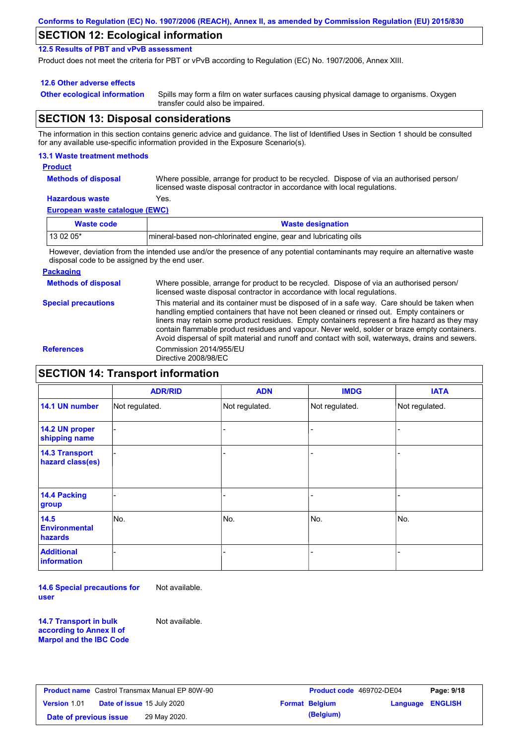## SECTION 12: Ecological information

### 12.5 Results of PBT and vPvB assessment

Product does not meet the criteria for PBT or vPvB according to Regulation (EC) No. 1907/2006, Annex XIII.

### 12.6 Other adverse effects

**Other ecological information** Spills may form a film on water surfaces causing physical damage to organisms. Oxygen transfer could also be impaired.

## SECTION 13: Disposal considerations

The information in this section contains generic advice and guidance. The list of Identified Uses in Section 1 should be consulted for any available use-specific information provided in the Exposure Scenario(s).

### 13.1 Waste treatment methods

**Product**

**Methods of disposal** Where possible, arrange for product to be recycled. Dispose of via an authorised person/ licensed waste disposal contractor in accordance with local regulations.

**Hazardous waste** Yes.

**European waste catalogue (EWC)**

| Waste code | Waste designation |
|---|---|
| 13 02 05* | mineral-based non-chlorinated engine, gear and lubricating oils |

However, deviation from the intended use and/or the presence of any potential contaminants may require an alternative waste disposal code to be assigned by the end user.

**Packaging**

**Methods of disposal** Where possible, arrange for product to be recycled. Dispose of via an authorised person/ licensed waste disposal contractor in accordance with local regulations.

**Special precautions** This material and its container must be disposed of in a safe way. Care should be taken when handling emptied containers that have not been cleaned or rinsed out. Empty containers or liners may retain some product residues. Empty containers represent a fire hazard as they may contain flammable product residues and vapour. Never weld, solder or braze empty containers. Avoid dispersal of spilt material and runoff and contact with soil, waterways, drains and sewers.

**References** Commission 2014/955/EU
Directive 2008/98/EC

## SECTION 14: Transport information

| | ADR/RID | ADN | IMDG | IATA |
|---|---|---|---|---|
| 14.1 UN number | Not regulated. | Not regulated. | Not regulated. | Not regulated. |
| 14.2 UN proper shipping name | - | - | - | - |
| 14.3 Transport hazard class(es) | - | - | - | - |
| 14.4 Packing group | - | - | - | - |
| 14.5 Environmental hazards | No. | No. | No. | No. |
| Additional information | - | - | - | - |

**14.6 Special precautions for user** Not available.

**14.7 Transport in bulk according to Annex II of Marpol and the IBC Code** Not available.

| | | | | | |
|---|---|---|---|---|---|
| **Product name** | Castrol Transmax Manual EP 80W-90 | **Product code** | 469702-DE04 | **Page: 9/18** | |
| **Version** | 1.01 | **Date of issue** 15 July 2020 | **Format** Belgium | **Language** | ENGLISH |
| **Date of previous issue** | 29 May 2020. | | (Belgium) | | |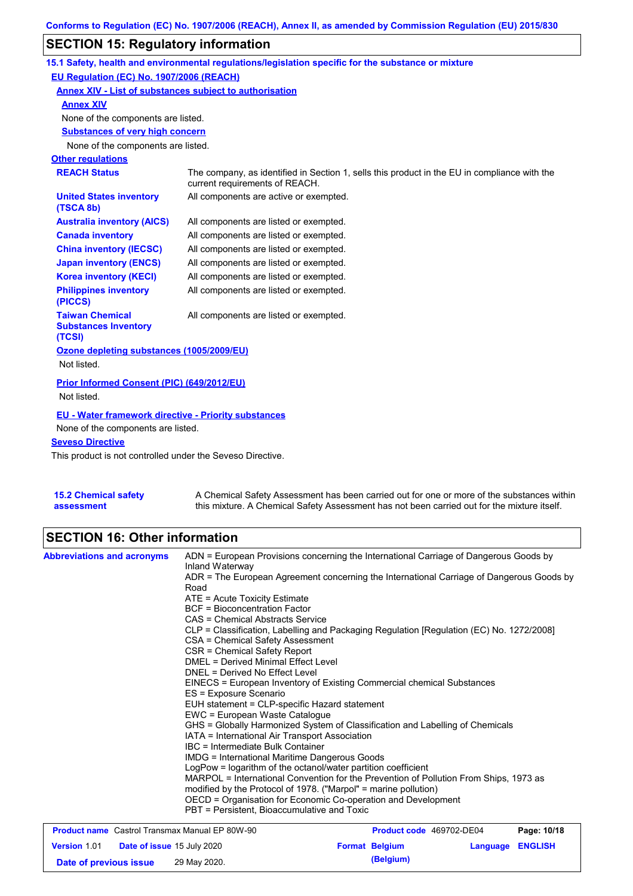## SECTION 15: Regulatory information

### 15.1 Safety, health and environmental regulations/legislation specific for the substance or mixture

**EU Regulation (EC) No. 1907/2006 (REACH)**

**Annex XIV - List of substances subject to authorisation**

**Annex XIV**

None of the components are listed.

**Substances of very high concern**

None of the components are listed.

**Other regulations**

| | |
|---|---|
| **REACH Status** | The company, as identified in Section 1, sells this product in the EU in compliance with the current requirements of REACH. |
| **United States inventory (TSCA 8b)** | All components are active or exempted. |
| **Australia inventory (AICS)** | All components are listed or exempted. |
| **Canada inventory** | All components are listed or exempted. |
| **China inventory (IECSC)** | All components are listed or exempted. |
| **Japan inventory (ENCS)** | All components are listed or exempted. |
| **Korea inventory (KECI)** | All components are listed or exempted. |
| **Philippines inventory (PICCS)** | All components are listed or exempted. |
| **Taiwan Chemical Substances Inventory (TCSI)** | All components are listed or exempted. |

**Ozone depleting substances (1005/2009/EU)**

Not listed.

**Prior Informed Consent (PIC) (649/2012/EU)**

Not listed.

**EU - Water framework directive - Priority substances**

None of the components are listed.

**Seveso Directive**

This product is not controlled under the Seveso Directive.

**15.2 Chemical safety assessment**

A Chemical Safety Assessment has been carried out for one or more of the substances within this mixture. A Chemical Safety Assessment has not been carried out for the mixture itself.

## SECTION 16: Other information

**Abbreviations and acronyms**

ADN = European Provisions concerning the International Carriage of Dangerous Goods by Inland Waterway
ADR = The European Agreement concerning the International Carriage of Dangerous Goods by Road
ATE = Acute Toxicity Estimate
BCF = Bioconcentration Factor
CAS = Chemical Abstracts Service
CLP = Classification, Labelling and Packaging Regulation [Regulation (EC) No. 1272/2008]
CSA = Chemical Safety Assessment
CSR = Chemical Safety Report
DMEL = Derived Minimal Effect Level
DNEL = Derived No Effect Level
EINECS = European Inventory of Existing Commercial chemical Substances
ES = Exposure Scenario
EUH statement = CLP-specific Hazard statement
EWC = European Waste Catalogue
GHS = Globally Harmonized System of Classification and Labelling of Chemicals
IATA = International Air Transport Association
IBC = Intermediate Bulk Container
IMDG = International Maritime Dangerous Goods
LogPow = logarithm of the octanol/water partition coefficient
MARPOL = International Convention for the Prevention of Pollution From Ships, 1973 as modified by the Protocol of 1978. ("Marpol" = marine pollution)
OECD = Organisation for Economic Co-operation and Development
PBT = Persistent, Bioaccumulative and Toxic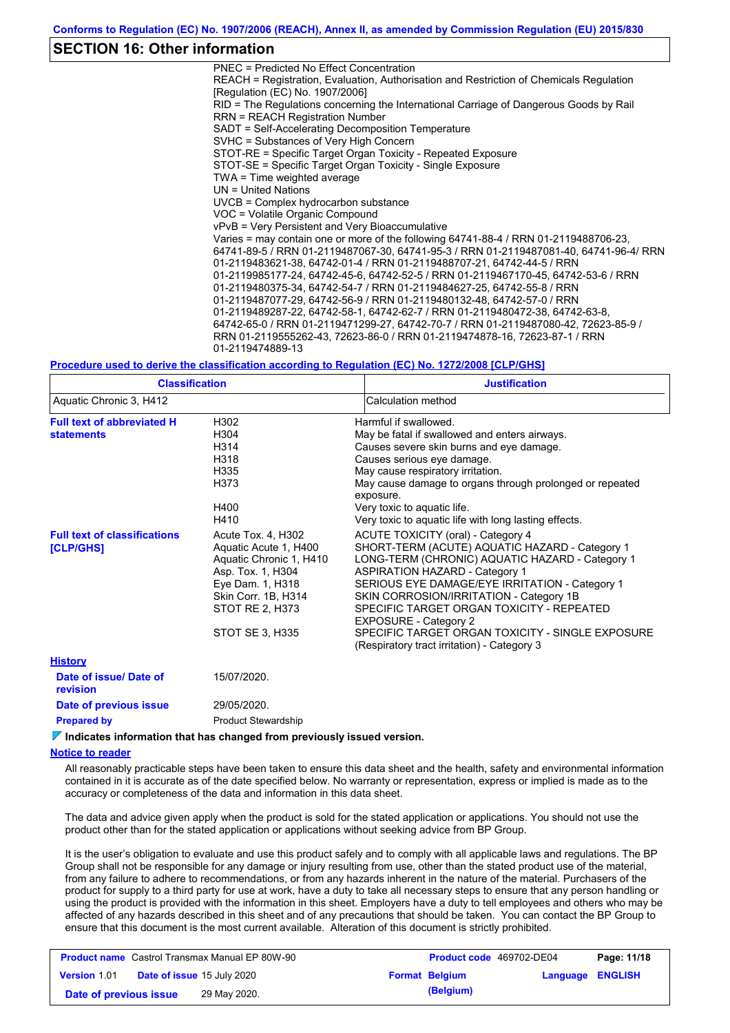## SECTION 16: Other information

PNEC = Predicted No Effect Concentration
REACH = Registration, Evaluation, Authorisation and Restriction of Chemicals Regulation [Regulation (EC) No. 1907/2006]
RID = The Regulations concerning the International Carriage of Dangerous Goods by Rail
RRN = REACH Registration Number
SADT = Self-Accelerating Decomposition Temperature
SVHC = Substances of Very High Concern
STOT-RE = Specific Target Organ Toxicity - Repeated Exposure
STOT-SE = Specific Target Organ Toxicity - Single Exposure
TWA = Time weighted average
UN = United Nations
UVCB = Complex hydrocarbon substance
VOC = Volatile Organic Compound
vPvB = Very Persistent and Very Bioaccumulative
Varies = may contain one or more of the following 64741-88-4 / RRN 01-2119488706-23, 64741-89-5 / RRN 01-2119487067-30, 64741-95-3 / RRN 01-2119487081-40, 64741-96-4/ RRN 01-2119483621-38, 64742-01-4 / RRN 01-2119488707-21, 64742-44-5 / RRN 01-2119985177-24, 64742-45-6, 64742-52-5 / RRN 01-2119467170-45, 64742-53-6 / RRN 01-2119480375-34, 64742-54-7 / RRN 01-2119484627-25, 64742-55-8 / RRN 01-2119487077-29, 64742-56-9 / RRN 01-2119480132-48, 64742-57-0 / RRN 01-2119489287-22, 64742-58-1, 64742-62-7 / RRN 01-2119480472-38, 64742-63-8, 64742-65-0 / RRN 01-2119471299-27, 64742-70-7 / RRN 01-2119487080-42, 72623-85-9 / RRN 01-2119555262-43, 72623-86-0 / RRN 01-2119474878-16, 72623-87-1 / RRN 01-2119474889-13

**Procedure used to derive the classification according to Regulation (EC) No. 1272/2008 [CLP/GHS]**

| Classification | Justification |
|---|---|
| Aquatic Chronic 3, H412 | Calculation method |

**Full text of abbreviated H statements**

| | |
|---|---|
| H302 | Harmful if swallowed. |
| H304 | May be fatal if swallowed and enters airways. |
| H314 | Causes severe skin burns and eye damage. |
| H318 | Causes serious eye damage. |
| H335 | May cause respiratory irritation. |
| H373 | May cause damage to organs through prolonged or repeated exposure. |
| H400 | Very toxic to aquatic life. |
| H410 | Very toxic to aquatic life with long lasting effects. |

**Full text of classifications [CLP/GHS]**

| | |
|---|---|
| Acute Tox. 4, H302 | ACUTE TOXICITY (oral) - Category 4 |
| Aquatic Acute 1, H400 | SHORT-TERM (ACUTE) AQUATIC HAZARD - Category 1 |
| Aquatic Chronic 1, H410 | LONG-TERM (CHRONIC) AQUATIC HAZARD - Category 1 |
| Asp. Tox. 1, H304 | ASPIRATION HAZARD - Category 1 |
| Eye Dam. 1, H318 | SERIOUS EYE DAMAGE/EYE IRRITATION - Category 1 |
| Skin Corr. 1B, H314 | SKIN CORROSION/IRRITATION - Category 1B |
| STOT RE 2, H373 | SPECIFIC TARGET ORGAN TOXICITY - REPEATED EXPOSURE - Category 2 |
| STOT SE 3, H335 | SPECIFIC TARGET ORGAN TOXICITY - SINGLE EXPOSURE (Respiratory tract irritation) - Category 3 |

**History**

**Date of issue/ Date of revision** 15/07/2020.

**Date of previous issue** 29/05/2020.

**Prepared by** Product Stewardship

**Indicates information that has changed from previously issued version.**

**Notice to reader**

All reasonably practicable steps have been taken to ensure this data sheet and the health, safety and environmental information contained in it is accurate as of the date specified below. No warranty or representation, express or implied is made as to the accuracy or completeness of the data and information in this data sheet.

The data and advice given apply when the product is sold for the stated application or applications. You should not use the product other than for the stated application or applications without seeking advice from BP Group.

It is the user's obligation to evaluate and use this product safely and to comply with all applicable laws and regulations. The BP Group shall not be responsible for any damage or injury resulting from use, other than the stated product use of the material, from any failure to adhere to recommendations, or from any hazards inherent in the nature of the material. Purchasers of the product for supply to a third party for use at work, have a duty to take all necessary steps to ensure that any person handling or using the product is provided with the information in this sheet. Employers have a duty to tell employees and others who may be affected of any hazards described in this sheet and of any precautions that should be taken. You can contact the BP Group to ensure that this document is the most current available. Alteration of this document is strictly prohibited.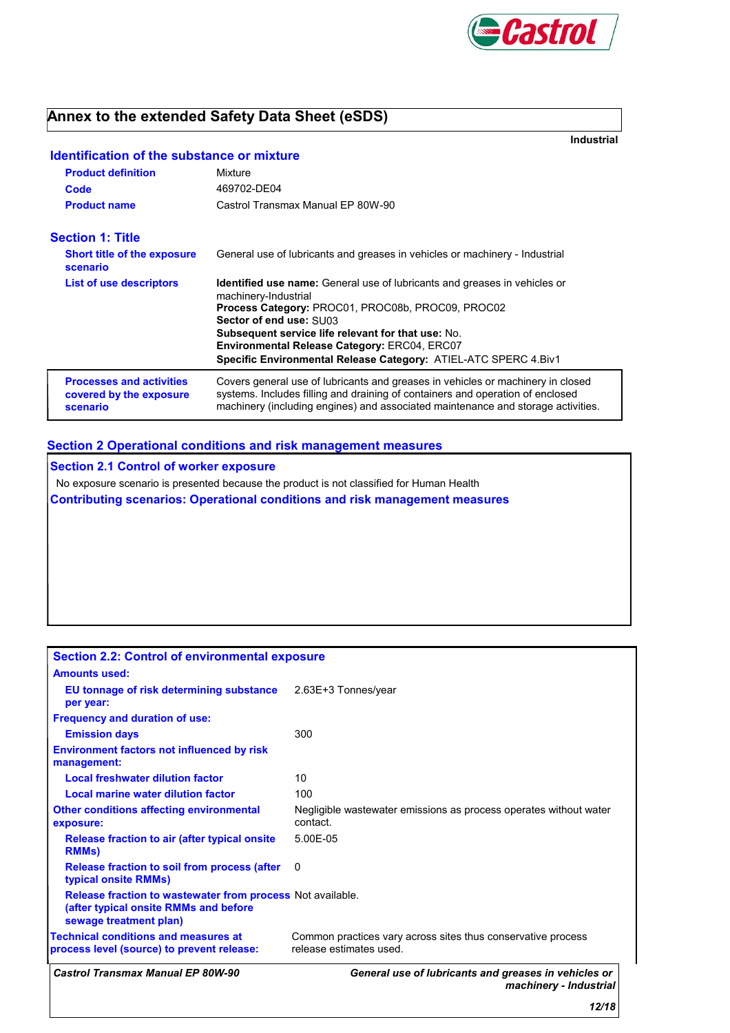# Annex to the extended Safety Data Sheet (eSDS)

**Industrial**

## Identification of the substance or mixture

| | |
|---|---|
| **Product definition** | Mixture |
| **Code** | 469702-DE04 |
| **Product name** | Castrol Transmax Manual EP 80W-90 |

## Section 1: Title

| | |
|---|---|
| **Short title of the exposure scenario** | General use of lubricants and greases in vehicles or machinery - Industrial |
| **List of use descriptors** | **Identified use name:** General use of lubricants and greases in vehicles or machinery-Industrial<br>**Process Category:** PROC01, PROC08b, PROC09, PROC02<br>**Sector of end use:** SU03<br>**Subsequent service life relevant for that use:** No.<br>**Environmental Release Category:** ERC04, ERC07<br>**Specific Environmental Release Category:** ATIEL-ATC SPERC 4.Biv1 |
| **Processes and activities covered by the exposure scenario** | Covers general use of lubricants and greases in vehicles or machinery in closed systems. Includes filling and draining of containers and operation of enclosed machinery (including engines) and associated maintenance and storage activities. |

## Section 2 Operational conditions and risk management measures

### Section 2.1 Control of worker exposure

No exposure scenario is presented because the product is not classified for Human Health

**Contributing scenarios: Operational conditions and risk management measures**

### Section 2.2: Control of environmental exposure

| | |
|---|---|
| **Amounts used:** | |
| **EU tonnage of risk determining substance per year:** | 2.63E+3 Tonnes/year |
| **Frequency and duration of use:** | |
| **Emission days** | 300 |
| **Environment factors not influenced by risk management:** | |
| **Local freshwater dilution factor** | 10 |
| **Local marine water dilution factor** | 100 |
| **Other conditions affecting environmental exposure:** | Negligible wastewater emissions as process operates without water contact. |
| **Release fraction to air (after typical onsite RMMs)** | 5.00E-05 |
| **Release fraction to soil from process (after typical onsite RMMs)** | 0 |
| **Release fraction to wastewater from process (after typical onsite RMMs and before sewage treatment plan)** | Not available. |
| **Technical conditions and measures at process level (source) to prevent release:** | Common practices vary across sites thus conservative process release estimates used. |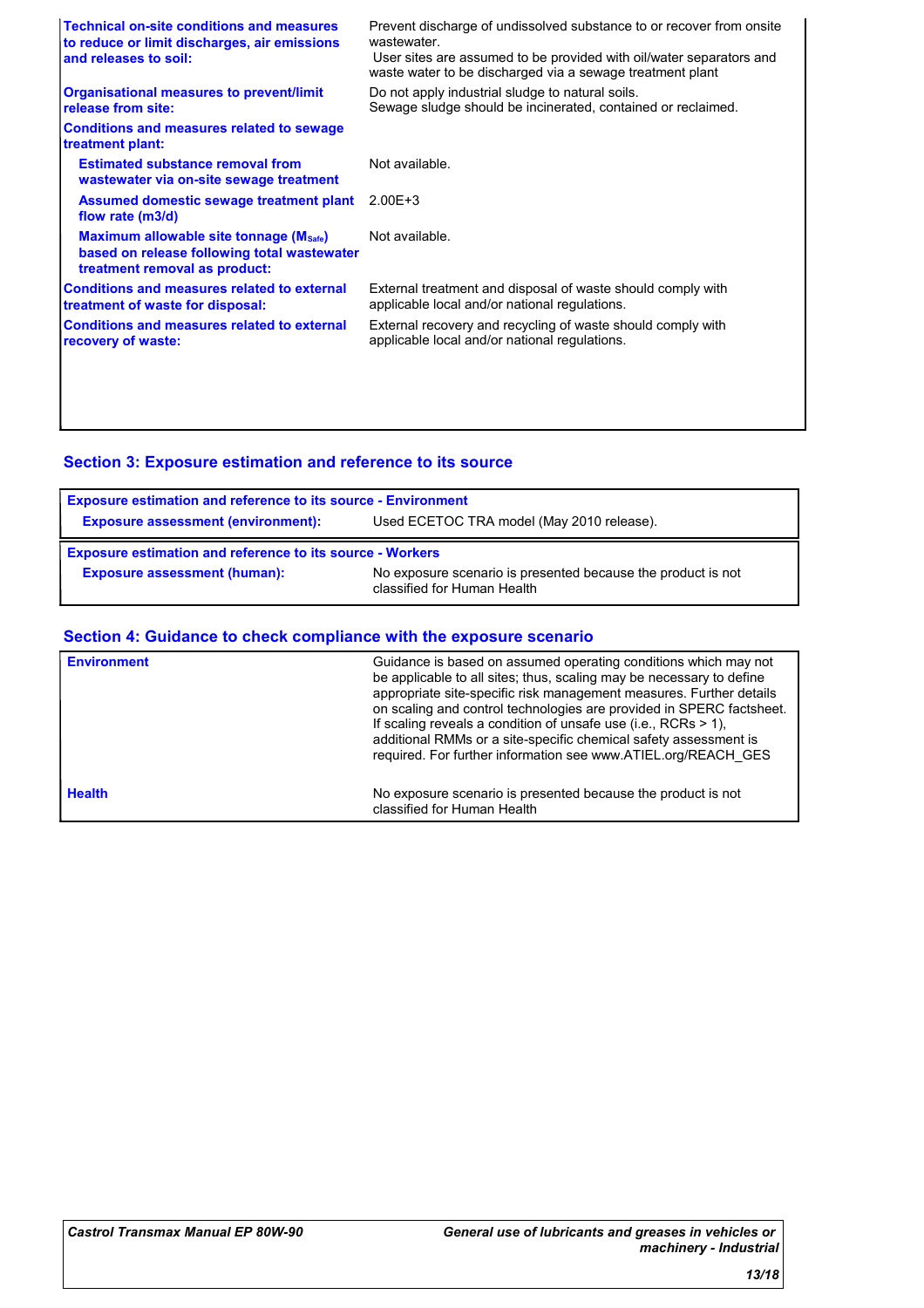| | |
|---|---|
| **Technical on-site conditions and measures to reduce or limit discharges, air emissions and releases to soil:** | Prevent discharge of undissolved substance to or recover from onsite wastewater. User sites are assumed to be provided with oil/water separators and waste water to be discharged via a sewage treatment plant |
| **Organisational measures to prevent/limit release from site:** | Do not apply industrial sludge to natural soils. Sewage sludge should be incinerated, contained or reclaimed. |
| **Conditions and measures related to sewage treatment plant:** | |
| **Estimated substance removal from wastewater via on-site sewage treatment** | Not available. |
| **Assumed domestic sewage treatment plant flow rate (m3/d)** | 2.00E+3 |
| **Maximum allowable site tonnage ($M_{Safe}$) based on release following total wastewater treatment removal as product:** | Not available. |
| **Conditions and measures related to external treatment of waste for disposal:** | External treatment and disposal of waste should comply with applicable local and/or national regulations. |
| **Conditions and measures related to external recovery of waste:** | External recovery and recycling of waste should comply with applicable local and/or national regulations. |

## Section 3: Exposure estimation and reference to its source

| **Exposure estimation and reference to its source - Environment** | |
|---|---|
| **Exposure assessment (environment):** | Used ECETOC TRA model (May 2010 release). |

| **Exposure estimation and reference to its source - Workers** | |
|---|---|
| **Exposure assessment (human):** | No exposure scenario is presented because the product is not classified for Human Health |

## Section 4: Guidance to check compliance with the exposure scenario

| | |
|---|---|
| **Environment** | Guidance is based on assumed operating conditions which may not be applicable to all sites; thus, scaling may be necessary to define appropriate site-specific risk management measures. Further details on scaling and control technologies are provided in SPERC factsheet. If scaling reveals a condition of unsafe use (i.e., RCRs > 1), additional RMMs or a site-specific chemical safety assessment is required. For further information see www.ATIEL.org/REACH_GES |
| **Health** | No exposure scenario is presented because the product is not classified for Human Health |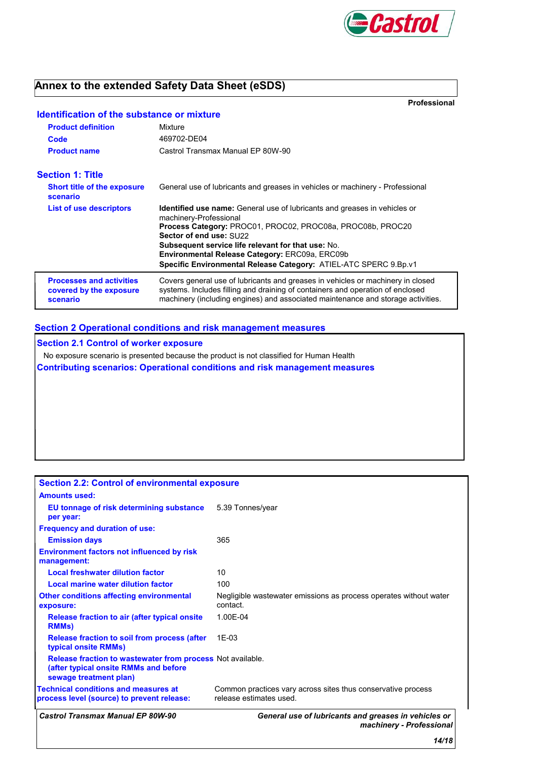# Annex to the extended Safety Data Sheet (eSDS)

**Professional**

## Identification of the substance or mixture

| | |
|---|---|
| **Product definition** | Mixture |
| **Code** | 469702-DE04 |
| **Product name** | Castrol Transmax Manual EP 80W-90 |

## Section 1: Title

| | |
|---|---|
| **Short title of the exposure scenario** | General use of lubricants and greases in vehicles or machinery - Professional |
| **List of use descriptors** | **Identified use name:** General use of lubricants and greases in vehicles or machinery-Professional<br>**Process Category:** PROC01, PROC02, PROC08a, PROC08b, PROC20<br>**Sector of end use:** SU22<br>**Subsequent service life relevant for that use:** No.<br>**Environmental Release Category:** ERC09a, ERC09b<br>**Specific Environmental Release Category:** ATIEL-ATC SPERC 9.Bp.v1 |
| **Processes and activities covered by the exposure scenario** | Covers general use of lubricants and greases in vehicles or machinery in closed systems. Includes filling and draining of containers and operation of enclosed machinery (including engines) and associated maintenance and storage activities. |

## Section 2 Operational conditions and risk management measures

### Section 2.1 Control of worker exposure

No exposure scenario is presented because the product is not classified for Human Health

### Contributing scenarios: Operational conditions and risk management measures

### Section 2.2: Control of environmental exposure

**Amounts used:**

| | |
|---|---|
| **EU tonnage of risk determining substance per year:** | 5.39 Tonnes/year |

**Frequency and duration of use:**

| | |
|---|---|
| **Emission days** | 365 |

**Environment factors not influenced by risk management:**

| | |
|---|---|
| **Local freshwater dilution factor** | 10 |
| **Local marine water dilution factor** | 100 |

| | |
|---|---|
| **Other conditions affecting environmental exposure:** | Negligible wastewater emissions as process operates without water contact. |
| **Release fraction to air (after typical onsite RMMs)** | 1.00E-04 |
| **Release fraction to soil from process (after typical onsite RMMs)** | 1E-03 |
| **Release fraction to wastewater from process (after typical onsite RMMs and before sewage treatment plan)** | Not available. |
| **Technical conditions and measures at process level (source) to prevent release:** | Common practices vary across sites thus conservative process release estimates used. |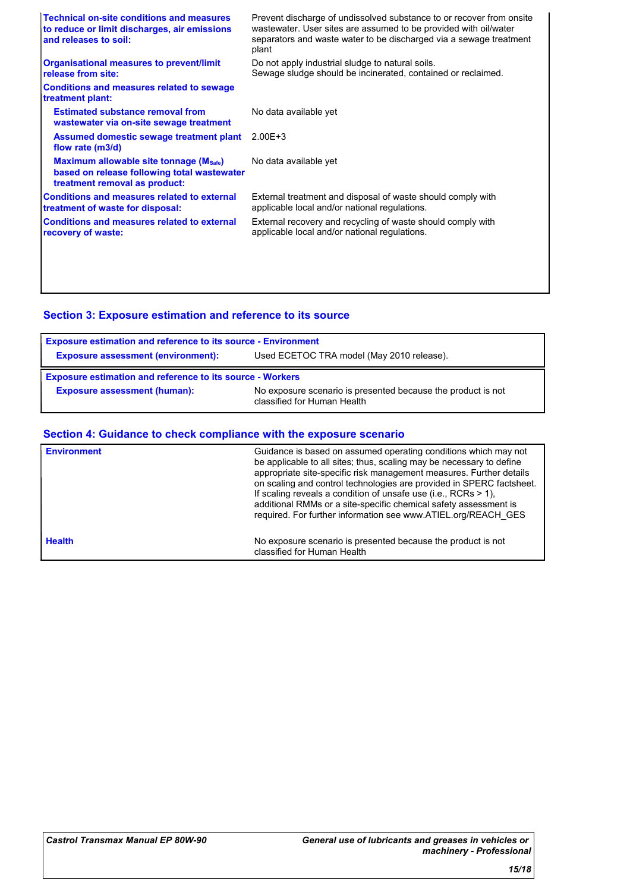| | |
|---|---|
| **Technical on-site conditions and measures to reduce or limit discharges, air emissions and releases to soil:** | Prevent discharge of undissolved substance to or recover from onsite wastewater. User sites are assumed to be provided with oil/water separators and waste water to be discharged via a sewage treatment plant |
| **Organisational measures to prevent/limit release from site:** | Do not apply industrial sludge to natural soils. Sewage sludge should be incinerated, contained or reclaimed. |
| **Conditions and measures related to sewage treatment plant:** | |
| **Estimated substance removal from wastewater via on-site sewage treatment** | No data available yet |
| **Assumed domestic sewage treatment plant flow rate (m3/d)** | 2.00E+3 |
| **Maximum allowable site tonnage ($M_{Safe}$) based on release following total wastewater treatment removal as product:** | No data available yet |
| **Conditions and measures related to external treatment of waste for disposal:** | External treatment and disposal of waste should comply with applicable local and/or national regulations. |
| **Conditions and measures related to external recovery of waste:** | External recovery and recycling of waste should comply with applicable local and/or national regulations. |

## Section 3: Exposure estimation and reference to its source

| **Exposure estimation and reference to its source - Environment** | |
|---|---|
| **Exposure assessment (environment):** | Used ECETOC TRA model (May 2010 release). |

| **Exposure estimation and reference to its source - Workers** | |
|---|---|
| **Exposure assessment (human):** | No exposure scenario is presented because the product is not classified for Human Health |

## Section 4: Guidance to check compliance with the exposure scenario

| | |
|---|---|
| **Environment** | Guidance is based on assumed operating conditions which may not be applicable to all sites; thus, scaling may be necessary to define appropriate site-specific risk management measures. Further details on scaling and control technologies are provided in SPERC factsheet. If scaling reveals a condition of unsafe use (i.e., RCRs > 1), additional RMMs or a site-specific chemical safety assessment is required. For further information see www.ATIEL.org/REACH_GES |
| **Health** | No exposure scenario is presented because the product is not classified for Human Health |